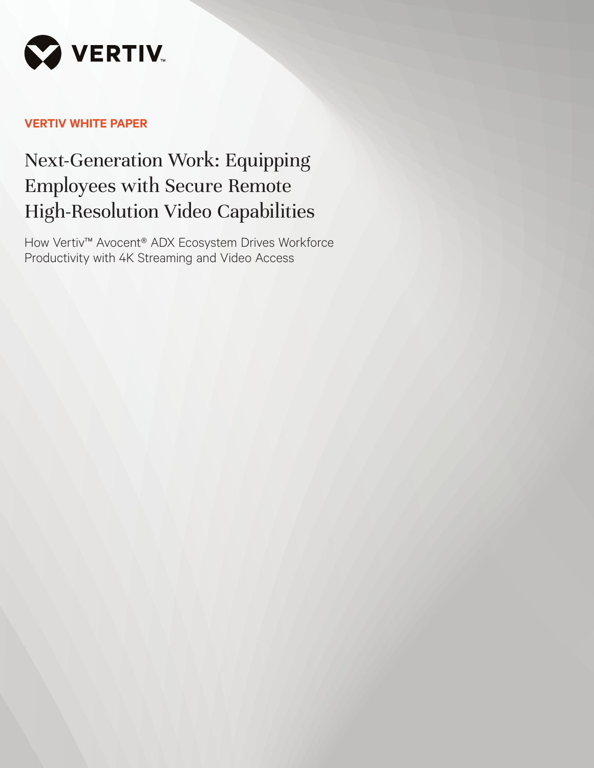VERTIV

**VERTIV WHITE PAPER**

# Next-Generation Work: Equipping Employees with Secure Remote High-Resolution Video Capabilities

How Vertiv™ Avocent® ADX Ecosystem Drives Workforce Productivity with 4K Streaming and Video Access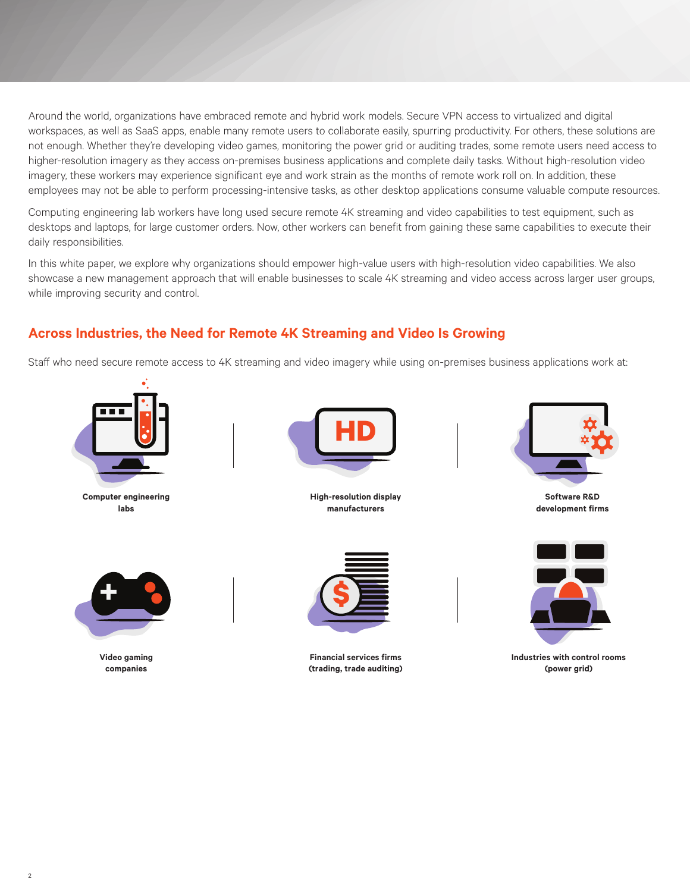Around the world, organizations have embraced remote and hybrid work models. Secure VPN access to virtualized and digital workspaces, as well as SaaS apps, enable many remote users to collaborate easily, spurring productivity. For others, these solutions are not enough. Whether they're developing video games, monitoring the power grid or auditing trades, some remote users need access to higher-resolution imagery as they access on-premises business applications and complete daily tasks. Without high-resolution video imagery, these workers may experience significant eye and work strain as the months of remote work roll on. In addition, these employees may not be able to perform processing-intensive tasks, as other desktop applications consume valuable compute resources.

Computing engineering lab workers have long used secure remote 4K streaming and video capabilities to test equipment, such as desktops and laptops, for large customer orders. Now, other workers can benefit from gaining these same capabilities to execute their daily responsibilities.

In this white paper, we explore why organizations should empower high-value users with high-resolution video capabilities. We also showcase a new management approach that will enable businesses to scale 4K streaming and video access across larger user groups, while improving security and control.

## Across Industries, the Need for Remote 4K Streaming and Video Is Growing

Staff who need secure remote access to 4K streaming and video imagery while using on-premises business applications work at:

- **Computer engineering labs**
- **High-resolution display manufacturers**
- **Software R&D development firms**
- **Video gaming companies**
- **Financial services firms (trading, trade auditing)**
- **Industries with control rooms (power grid)**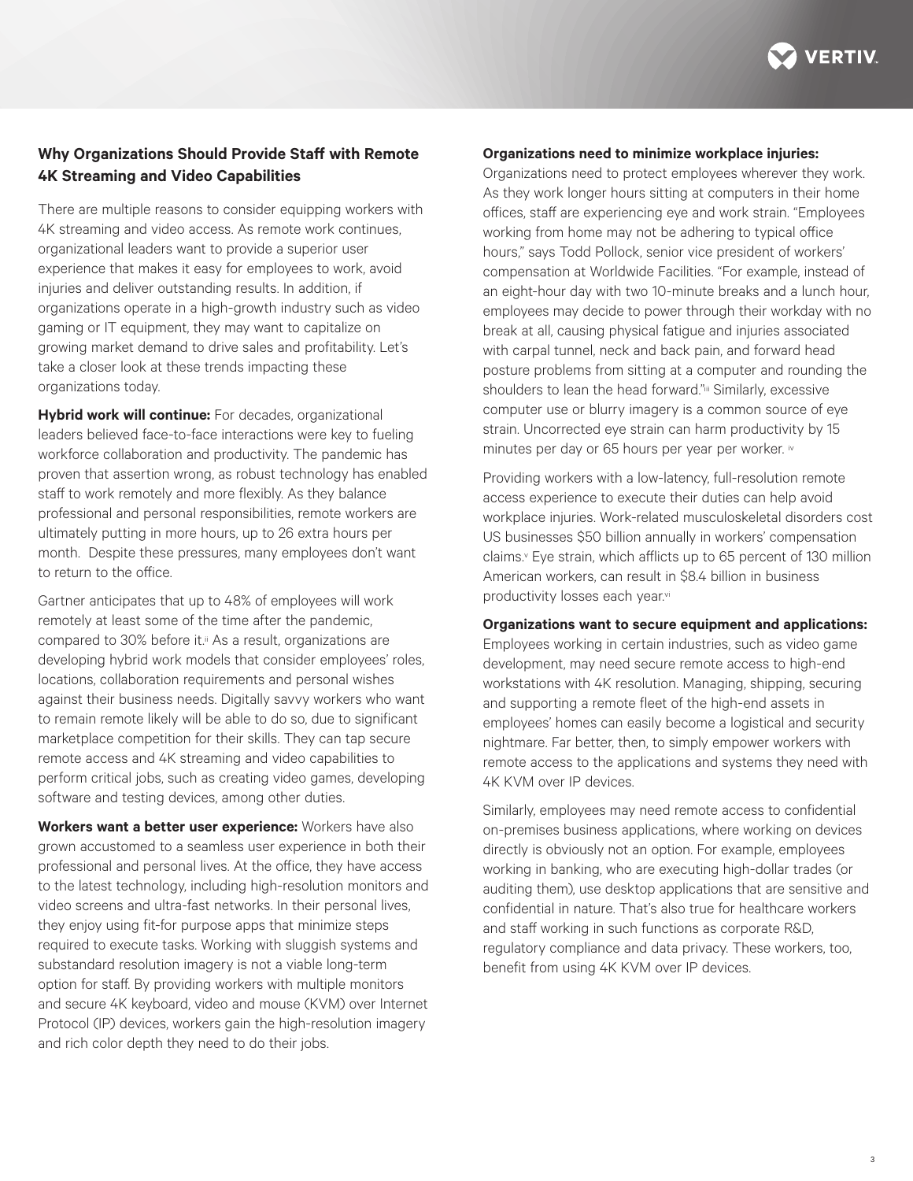## Why Organizations Should Provide Staff with Remote 4K Streaming and Video Capabilities

There are multiple reasons to consider equipping workers with 4K streaming and video access. As remote work continues, organizational leaders want to provide a superior user experience that makes it easy for employees to work, avoid injuries and deliver outstanding results. In addition, if organizations operate in a high-growth industry such as video gaming or IT equipment, they may want to capitalize on growing market demand to drive sales and profitability. Let's take a closer look at these trends impacting these organizations today.

**Hybrid work will continue:** For decades, organizational leaders believed face-to-face interactions were key to fueling workforce collaboration and productivity. The pandemic has proven that assertion wrong, as robust technology has enabled staff to work remotely and more flexibly. As they balance professional and personal responsibilities, remote workers are ultimately putting in more hours, up to 26 extra hours per month. Despite these pressures, many employees don't want to return to the office.

Gartner anticipates that up to 48% of employees will work remotely at least some of the time after the pandemic, compared to 30% before it.[ii] As a result, organizations are developing hybrid work models that consider employees' roles, locations, collaboration requirements and personal wishes against their business needs. Digitally savvy workers who want to remain remote likely will be able to do so, due to significant marketplace competition for their skills. They can tap secure remote access and 4K streaming and video capabilities to perform critical jobs, such as creating video games, developing software and testing devices, among other duties.

**Workers want a better user experience:** Workers have also grown accustomed to a seamless user experience in both their professional and personal lives. At the office, they have access to the latest technology, including high-resolution monitors and video screens and ultra-fast networks. In their personal lives, they enjoy using fit-for purpose apps that minimize steps required to execute tasks. Working with sluggish systems and substandard resolution imagery is not a viable long-term option for staff. By providing workers with multiple monitors and secure 4K keyboard, video and mouse (KVM) over Internet Protocol (IP) devices, workers gain the high-resolution imagery and rich color depth they need to do their jobs.

**Organizations need to minimize workplace injuries:** Organizations need to protect employees wherever they work. As they work longer hours sitting at computers in their home offices, staff are experiencing eye and work strain. "Employees working from home may not be adhering to typical office hours," says Todd Pollock, senior vice president of workers' compensation at Worldwide Facilities. "For example, instead of an eight-hour day with two 10-minute breaks and a lunch hour, employees may decide to power through their workday with no break at all, causing physical fatigue and injuries associated with carpal tunnel, neck and back pain, and forward head posture problems from sitting at a computer and rounding the shoulders to lean the head forward."[iii] Similarly, excessive computer use or blurry imagery is a common source of eye strain. Uncorrected eye strain can harm productivity by 15 minutes per day or 65 hours per year per worker. [iv]

Providing workers with a low-latency, full-resolution remote access experience to execute their duties can help avoid workplace injuries. Work-related musculoskeletal disorders cost US businesses $50 billion annually in workers' compensation claims.[v] Eye strain, which afflicts up to 65 percent of 130 million American workers, can result in $8.4 billion in business productivity losses each year.[vi]

**Organizations want to secure equipment and applications:** Employees working in certain industries, such as video game development, may need secure remote access to high-end workstations with 4K resolution. Managing, shipping, securing and supporting a remote fleet of the high-end assets in employees' homes can easily become a logistical and security nightmare. Far better, then, to simply empower workers with remote access to the applications and systems they need with 4K KVM over IP devices.

Similarly, employees may need remote access to confidential on-premises business applications, where working on devices directly is obviously not an option. For example, employees working in banking, who are executing high-dollar trades (or auditing them), use desktop applications that are sensitive and confidential in nature. That's also true for healthcare workers and staff working in such functions as corporate R&D, regulatory compliance and data privacy. These workers, too, benefit from using 4K KVM over IP devices.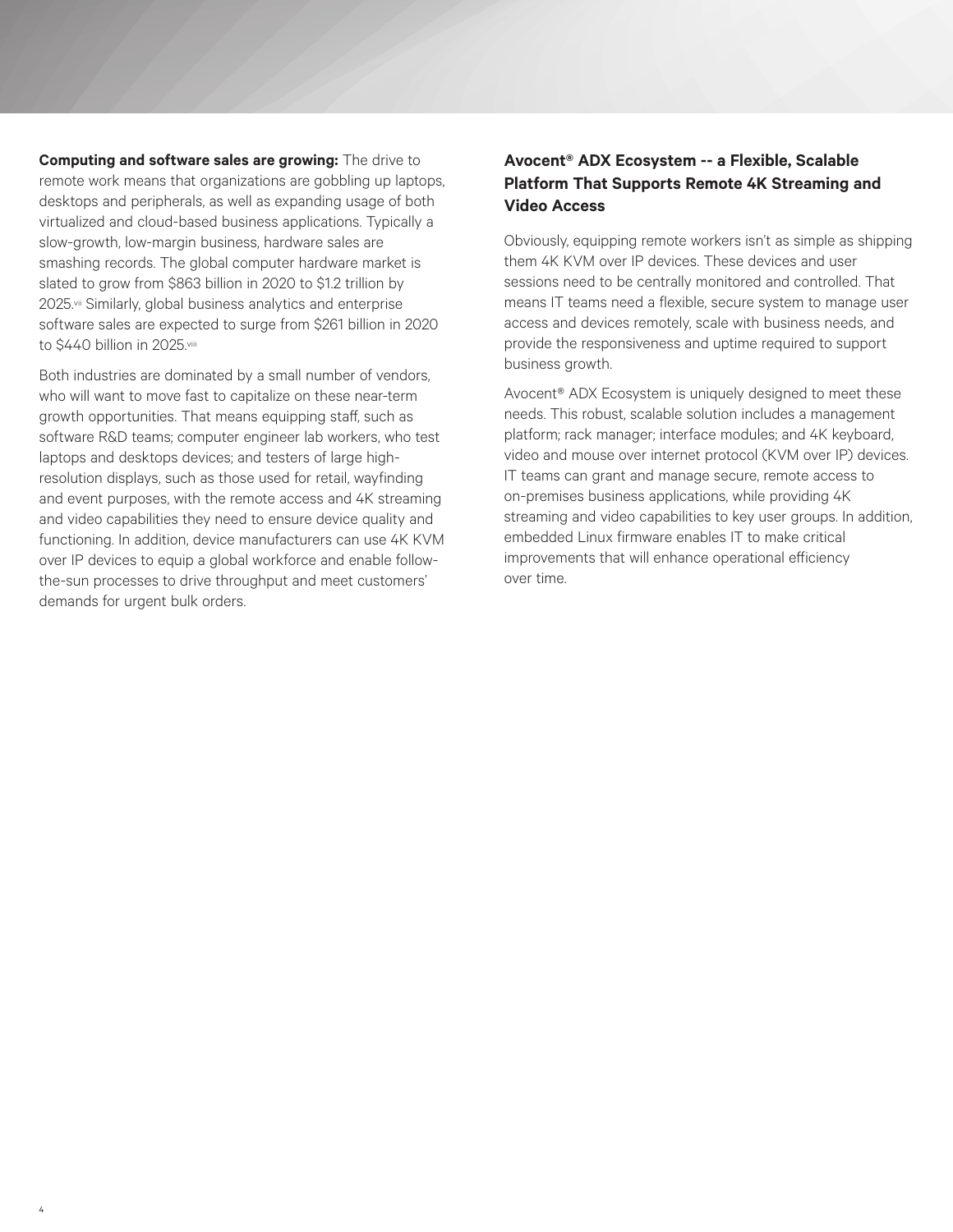**Computing and software sales are growing:** The drive to remote work means that organizations are gobbling up laptops, desktops and peripherals, as well as expanding usage of both virtualized and cloud-based business applications. Typically a slow-growth, low-margin business, hardware sales are smashing records. The global computer hardware market is slated to grow from $863 billion in 2020 to $1.2 trillion by 2025.[vii] Similarly, global business analytics and enterprise software sales are expected to surge from $261 billion in 2020 to $440 billion in 2025.[viii]

Both industries are dominated by a small number of vendors, who will want to move fast to capitalize on these near-term growth opportunities. That means equipping staff, such as software R&D teams; computer engineer lab workers, who test laptops and desktops devices; and testers of large high-resolution displays, such as those used for retail, wayfinding and event purposes, with the remote access and 4K streaming and video capabilities they need to ensure device quality and functioning. In addition, device manufacturers can use 4K KVM over IP devices to equip a global workforce and enable follow-the-sun processes to drive throughput and meet customers' demands for urgent bulk orders.

### Avocent® ADX Ecosystem -- a Flexible, Scalable Platform That Supports Remote 4K Streaming and Video Access

Obviously, equipping remote workers isn't as simple as shipping them 4K KVM over IP devices. These devices and user sessions need to be centrally monitored and controlled. That means IT teams need a flexible, secure system to manage user access and devices remotely, scale with business needs, and provide the responsiveness and uptime required to support business growth.

Avocent® ADX Ecosystem is uniquely designed to meet these needs. This robust, scalable solution includes a management platform; rack manager; interface modules; and 4K keyboard, video and mouse over internet protocol (KVM over IP) devices. IT teams can grant and manage secure, remote access to on-premises business applications, while providing 4K streaming and video capabilities to key user groups. In addition, embedded Linux firmware enables IT to make critical improvements that will enhance operational efficiency over time.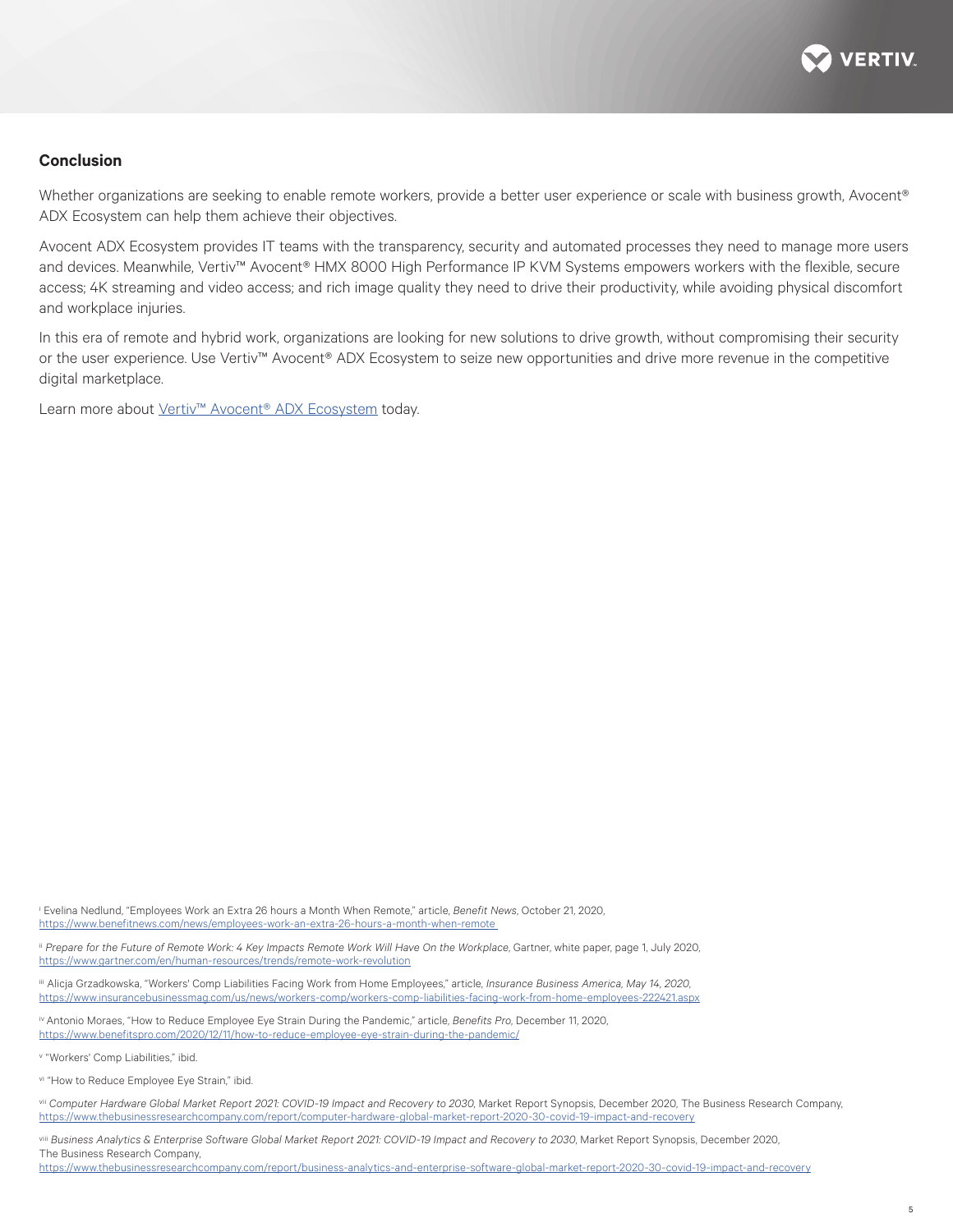## Conclusion

Whether organizations are seeking to enable remote workers, provide a better user experience or scale with business growth, Avocent® ADX Ecosystem can help them achieve their objectives.

Avocent ADX Ecosystem provides IT teams with the transparency, security and automated processes they need to manage more users and devices. Meanwhile, Vertiv™ Avocent® HMX 8000 High Performance IP KVM Systems empowers workers with the flexible, secure access; 4K streaming and video access; and rich image quality they need to drive their productivity, while avoiding physical discomfort and workplace injuries.

In this era of remote and hybrid work, organizations are looking for new solutions to drive growth, without compromising their security or the user experience. Use Vertiv™ Avocent® ADX Ecosystem to seize new opportunities and drive more revenue in the competitive digital marketplace.

Learn more about Vertiv™ Avocent® ADX Ecosystem today.

[i] Evelina Nedlund, "Employees Work an Extra 26 hours a Month When Remote," article, *Benefit News*, October 21, 2020, https://www.benefitnews.com/news/employees-work-an-extra-26-hours-a-month-when-remote

[ii] *Prepare for the Future of Remote Work: 4 Key Impacts Remote Work Will Have On the Workplace*, Gartner, white paper, page 1, July 2020, https://www.gartner.com/en/human-resources/trends/remote-work-revolution

[iii] Alicja Grzadkowska, "Workers' Comp Liabilities Facing Work from Home Employees," article, *Insurance Business America, May 14, 2020*, https://www.insurancebusinessmag.com/us/news/workers-comp/workers-comp-liabilities-facing-work-from-home-employees-222421.aspx

[iv] Antonio Moraes, "How to Reduce Employee Eye Strain During the Pandemic," article, *Benefits Pro*, December 11, 2020, https://www.benefitspro.com/2020/12/11/how-to-reduce-employee-eye-strain-during-the-pandemic/

[v] "Workers' Comp Liabilities," ibid.

[vi] "How to Reduce Employee Eye Strain," ibid.

[vii] *Computer Hardware Global Market Report 2021: COVID-19 Impact and Recovery to 2030*, Market Report Synopsis, December 2020, The Business Research Company, https://www.thebusinessresearchcompany.com/report/computer-hardware-global-market-report-2020-30-covid-19-impact-and-recovery

[viii] *Business Analytics & Enterprise Software Global Market Report 2021: COVID-19 Impact and Recovery to 2030*, Market Report Synopsis, December 2020, The Business Research Company, https://www.thebusinessresearchcompany.com/report/business-analytics-and-enterprise-software-global-market-report-2020-30-covid-19-impact-and-recovery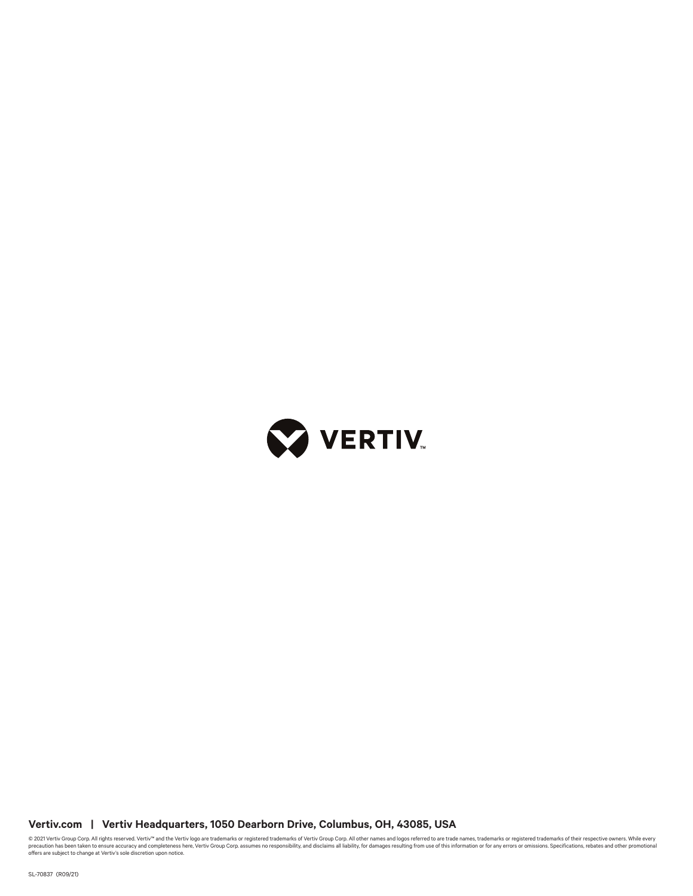VERTIV™

**Vertiv.com | Vertiv Headquarters, 1050 Dearborn Drive, Columbus, OH, 43085, USA**

© 2021 Vertiv Group Corp. All rights reserved. Vertiv™ and the Vertiv logo are trademarks or registered trademarks of Vertiv Group Corp. All other names and logos referred to are trade names, trademarks or registered trademarks of their respective owners. While every precaution has been taken to ensure accuracy and completeness here, Vertiv Group Corp. assumes no responsibility, and disclaims all liability, for damages resulting from use of this information or for any errors or omissions. Specifications, rebates and other promotional offers are subject to change at Vertiv's sole discretion upon notice.

SL-70837 (R09/21)